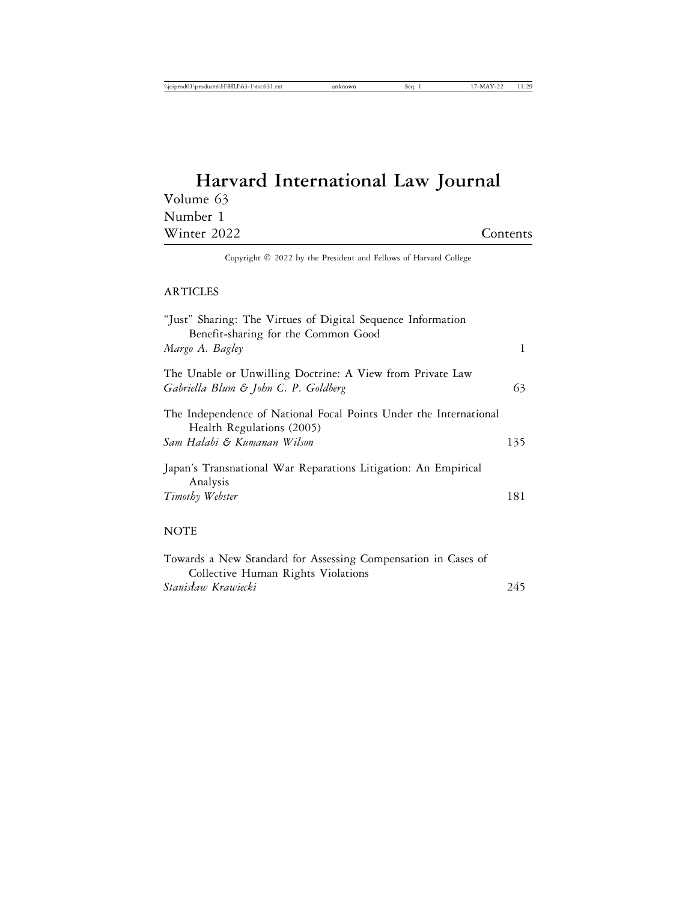# Harvard International Law Journal

Volume 63
Number 1
Winter 2022

Contents

Copyright © 2022 by the President and Fellows of Harvard College

## ARTICLES

"Just" Sharing: The Virtues of Digital Sequence Information Benefit-sharing for the Common Good
*Margo A. Bagley* — 1

The Unable or Unwilling Doctrine: A View from Private Law
*Gabriella Blum & John C. P. Goldberg* — 63

The Independence of National Focal Points Under the International Health Regulations (2005)
*Sam Halabi & Kumanan Wilson* — 135

Japan's Transnational War Reparations Litigation: An Empirical Analysis
*Timothy Webster* — 181

## NOTE

Towards a New Standard for Assessing Compensation in Cases of Collective Human Rights Violations
*Stanisław Krawiecki* — 245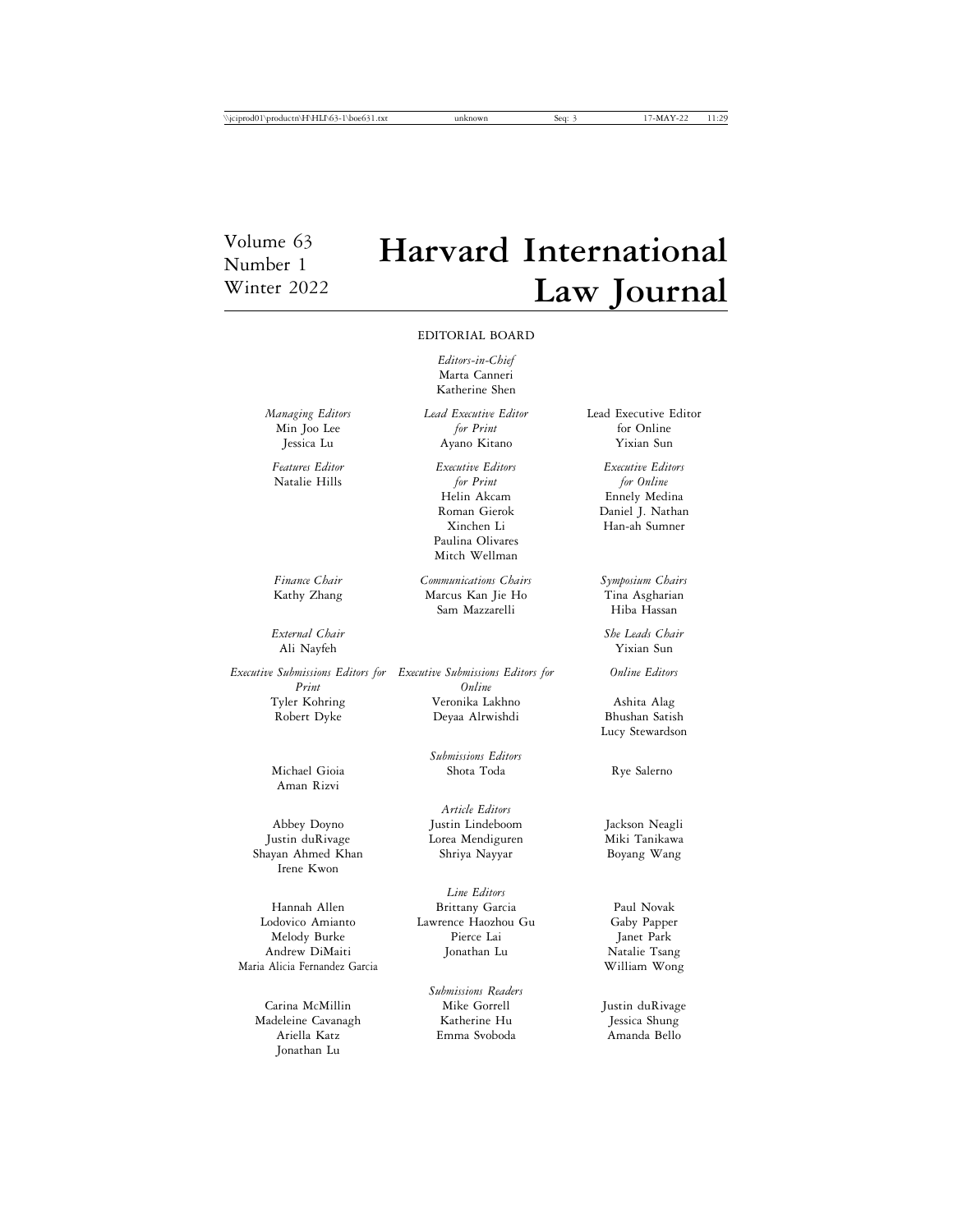Volume 63
Number 1
Winter 2022

# Harvard International Law Journal

## EDITORIAL BOARD

*Editors-in-Chief*
Marta Canneri
Katherine Shen

*Managing Editors*
Min Joo Lee
Jessica Lu

*Lead Executive Editor for Print*
Ayano Kitano

Lead Executive Editor for Online
Yixian Sun

*Features Editor*
Natalie Hills

*Executive Editors for Print*
Helin Akcam
Roman Gierok
Xinchen Li
Paulina Olivares
Mitch Wellman

*Executive Editors for Online*
Ennely Medina
Daniel J. Nathan
Han-ah Sumner

*Finance Chair*
Kathy Zhang

*Communications Chairs*
Marcus Kan Jie Ho
Sam Mazzarelli

*Symposium Chairs*
Tina Asgharian
Hiba Hassan

*External Chair*
Ali Nayfeh

*She Leads Chair*
Yixian Sun

*Executive Submissions Editors for Print*
Tyler Kohring
Robert Dyke

*Executive Submissions Editors for Online*
Veronika Lakhno
Deyaa Alrwishdi

*Online Editors*
Ashita Alag
Bhushan Satish
Lucy Stewardson

*Submissions Editors*
Michael Gioia
Aman Rizvi
Shota Toda
Rye Salerno

*Article Editors*
Abbey Doyno
Justin duRivage
Shayan Ahmed Khan
Irene Kwon
Justin Lindeboom
Lorea Mendiguren
Shriya Nayyar
Jackson Neagli
Miki Tanikawa
Boyang Wang

*Line Editors*
Hannah Allen
Lodovico Amianto
Melody Burke
Andrew DiMaiti
Maria Alicia Fernandez Garcia
Brittany Garcia
Lawrence Haozhou Gu
Pierce Lai
Jonathan Lu
Paul Novak
Gaby Papper
Janet Park
Natalie Tsang
William Wong

*Submissions Readers*
Carina McMillin
Madeleine Cavanagh
Ariella Katz
Jonathan Lu
Mike Gorrell
Katherine Hu
Emma Svoboda
Justin duRivage
Jessica Shung
Amanda Bello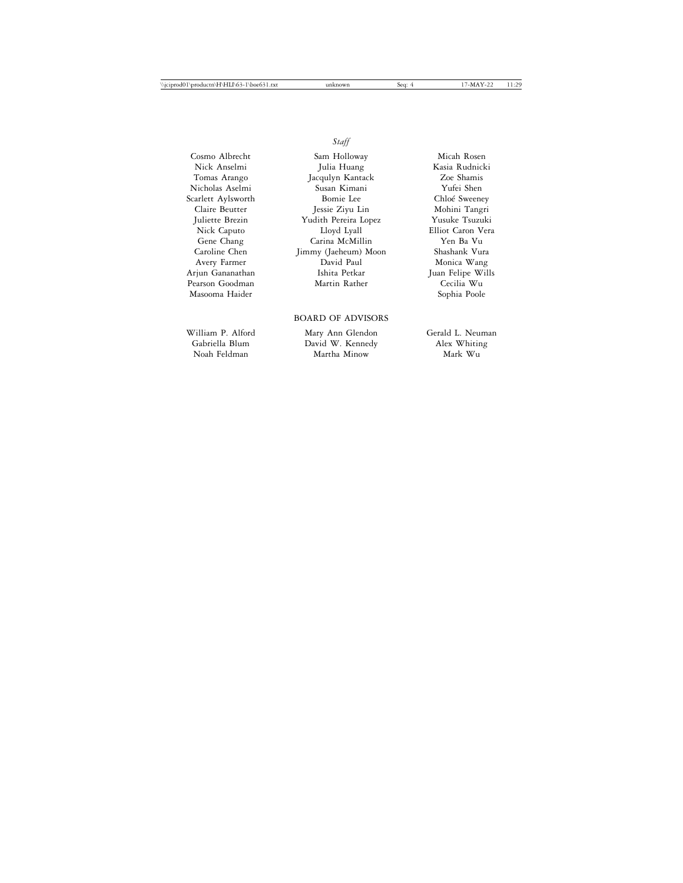*Staff*

Cosmo Albrecht
Nick Anselmi
Tomas Arango
Nicholas Aselmi
Scarlett Aylsworth
Claire Beutter
Juliette Brezin
Nick Caputo
Gene Chang
Caroline Chen
Avery Farmer
Arjun Gananathan
Pearson Goodman
Masooma Haider
Sam Holloway
Julia Huang
Jacqulyn Kantack
Susan Kimani
Bomie Lee
Jessie Ziyu Lin
Yudith Pereira Lopez
Lloyd Lyall
Carina McMillin
Jimmy (Jaeheum) Moon
David Paul
Ishita Petkar
Martin Rather
Micah Rosen
Kasia Rudnicki
Zoe Shamis
Yufei Shen
Chloé Sweeney
Mohini Tangri
Yusuke Tsuzuki
Elliot Caron Vera
Yen Ba Vu
Shashank Vura
Monica Wang
Juan Felipe Wills
Cecilia Wu
Sophia Poole

BOARD OF ADVISORS

William P. Alford
Gabriella Blum
Noah Feldman
Mary Ann Glendon
David W. Kennedy
Martha Minow
Gerald L. Neuman
Alex Whiting
Mark Wu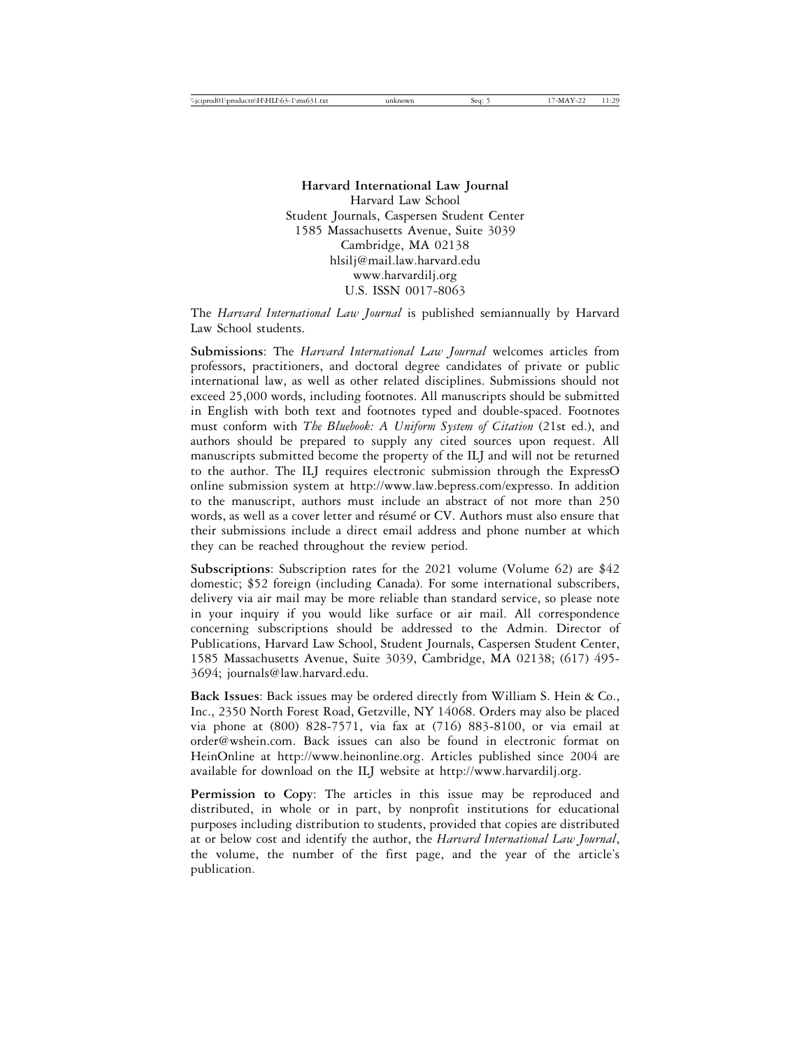**Harvard International Law Journal**
Harvard Law School
Student Journals, Caspersen Student Center
1585 Massachusetts Avenue, Suite 3039
Cambridge, MA 02138
hlsilj@mail.law.harvard.edu
www.harvardilj.org
U.S. ISSN 0017-8063

The *Harvard International Law Journal* is published semiannually by Harvard Law School students.

**Submissions**: The *Harvard International Law Journal* welcomes articles from professors, practitioners, and doctoral degree candidates of private or public international law, as well as other related disciplines. Submissions should not exceed 25,000 words, including footnotes. All manuscripts should be submitted in English with both text and footnotes typed and double-spaced. Footnotes must conform with *The Bluebook: A Uniform System of Citation* (21st ed.), and authors should be prepared to supply any cited sources upon request. All manuscripts submitted become the property of the ILJ and will not be returned to the author. The ILJ requires electronic submission through the ExpressO online submission system at http://www.law.bepress.com/expresso. In addition to the manuscript, authors must include an abstract of not more than 250 words, as well as a cover letter and résumé or CV. Authors must also ensure that their submissions include a direct email address and phone number at which they can be reached throughout the review period.

**Subscriptions**: Subscription rates for the 2021 volume (Volume 62) are $42 domestic; $52 foreign (including Canada). For some international subscribers, delivery via air mail may be more reliable than standard service, so please note in your inquiry if you would like surface or air mail. All correspondence concerning subscriptions should be addressed to the Admin. Director of Publications, Harvard Law School, Student Journals, Caspersen Student Center, 1585 Massachusetts Avenue, Suite 3039, Cambridge, MA 02138; (617) 495-3694; journals@law.harvard.edu.

**Back Issues**: Back issues may be ordered directly from William S. Hein & Co., Inc., 2350 North Forest Road, Getzville, NY 14068. Orders may also be placed via phone at (800) 828-7571, via fax at (716) 883-8100, or via email at order@wshein.com. Back issues can also be found in electronic format on HeinOnline at http://www.heinonline.org. Articles published since 2004 are available for download on the ILJ website at http://www.harvardilj.org.

**Permission to Copy**: The articles in this issue may be reproduced and distributed, in whole or in part, by nonprofit institutions for educational purposes including distribution to students, provided that copies are distributed at or below cost and identify the author, the *Harvard International Law Journal*, the volume, the number of the first page, and the year of the article's publication.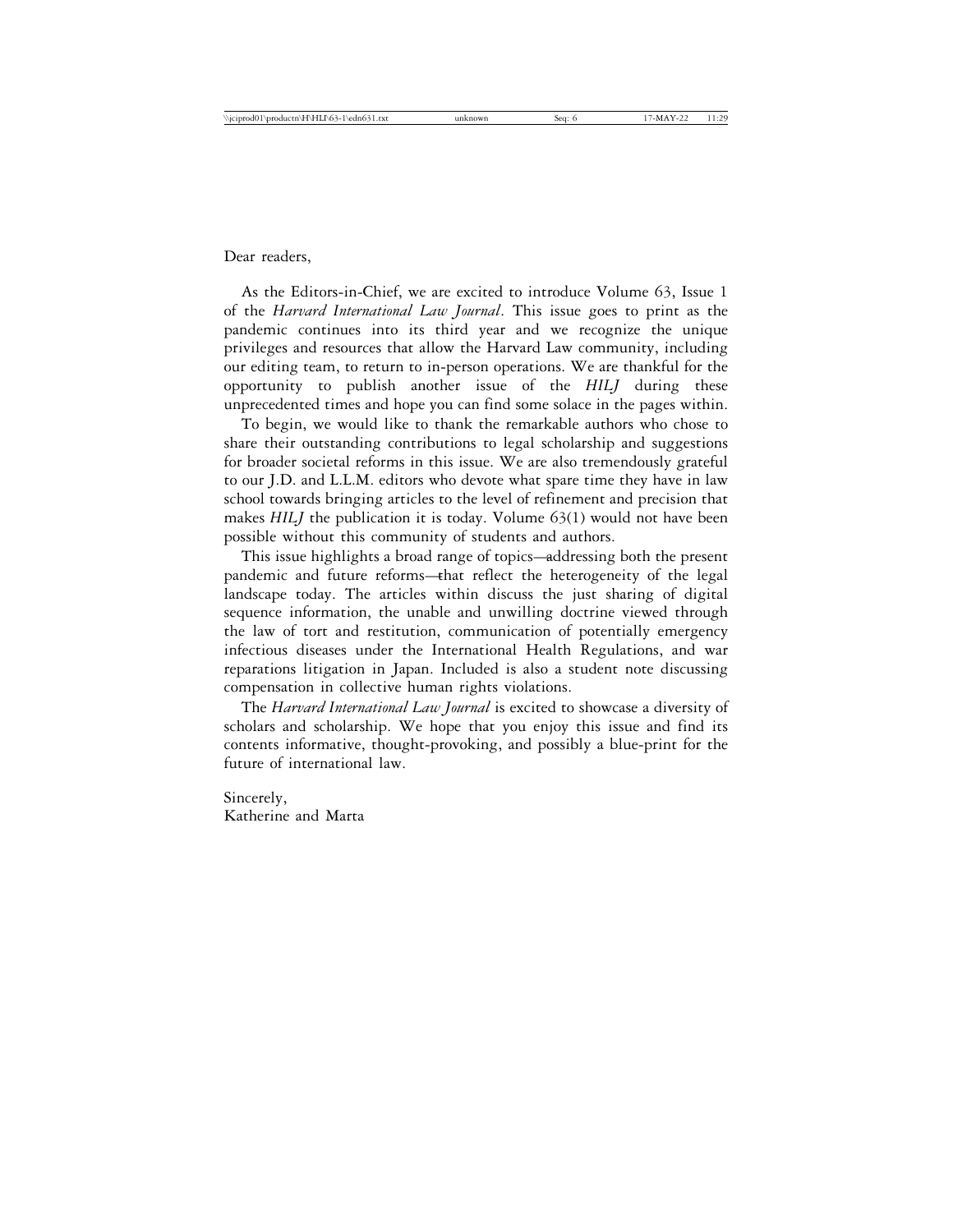Dear readers,

As the Editors-in-Chief, we are excited to introduce Volume 63, Issue 1 of the *Harvard International Law Journal*. This issue goes to print as the pandemic continues into its third year and we recognize the unique privileges and resources that allow the Harvard Law community, including our editing team, to return to in-person operations. We are thankful for the opportunity to publish another issue of the *HILJ* during these unprecedented times and hope you can find some solace in the pages within.

To begin, we would like to thank the remarkable authors who chose to share their outstanding contributions to legal scholarship and suggestions for broader societal reforms in this issue. We are also tremendously grateful to our J.D. and L.L.M. editors who devote what spare time they have in law school towards bringing articles to the level of refinement and precision that makes *HILJ* the publication it is today. Volume 63(1) would not have been possible without this community of students and authors.

This issue highlights a broad range of topics—addressing both the present pandemic and future reforms—that reflect the heterogeneity of the legal landscape today. The articles within discuss the just sharing of digital sequence information, the unable and unwilling doctrine viewed through the law of tort and restitution, communication of potentially emergency infectious diseases under the International Health Regulations, and war reparations litigation in Japan. Included is also a student note discussing compensation in collective human rights violations.

The *Harvard International Law Journal* is excited to showcase a diversity of scholars and scholarship. We hope that you enjoy this issue and find its contents informative, thought-provoking, and possibly a blue-print for the future of international law.

Sincerely,
Katherine and Marta